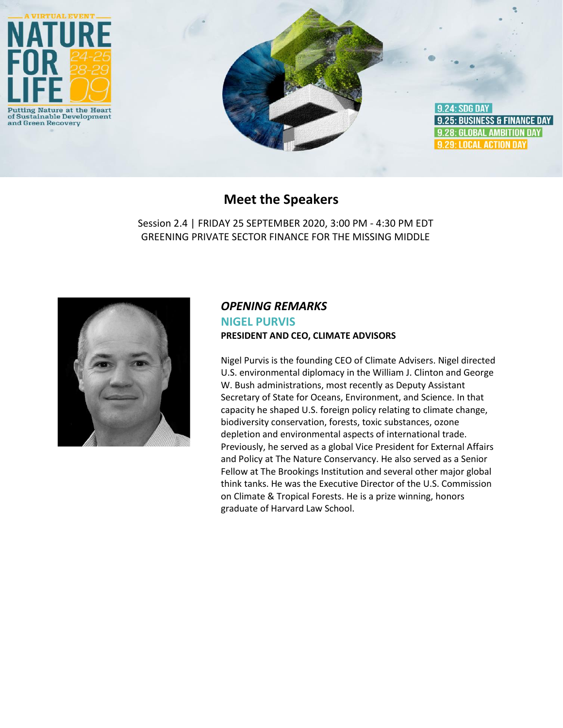A VIRTUAL EVENT

# NATURE FOR LIFE

24-25 28-29 09

Putting Nature at the Heart of Sustainable Development and Green Recovery

9.24: SDG DAY
9.25: BUSINESS & FINANCE DAY
9.28: GLOBAL AMBITION DAY
9.29: LOCAL ACTION DAY

## Meet the Speakers

Session 2.4 | FRIDAY 25 SEPTEMBER 2020, 3:00 PM - 4:30 PM EDT
GREENING PRIVATE SECTOR FINANCE FOR THE MISSING MIDDLE

### *OPENING REMARKS*

### NIGEL PURVIS

**PRESIDENT AND CEO, CLIMATE ADVISORS**

Nigel Purvis is the founding CEO of Climate Advisers. Nigel directed U.S. environmental diplomacy in the William J. Clinton and George W. Bush administrations, most recently as Deputy Assistant Secretary of State for Oceans, Environment, and Science. In that capacity he shaped U.S. foreign policy relating to climate change, biodiversity conservation, forests, toxic substances, ozone depletion and environmental aspects of international trade. Previously, he served as a global Vice President for External Affairs and Policy at The Nature Conservancy. He also served as a Senior Fellow at The Brookings Institution and several other major global think tanks. He was the Executive Director of the U.S. Commission on Climate & Tropical Forests. He is a prize winning, honors graduate of Harvard Law School.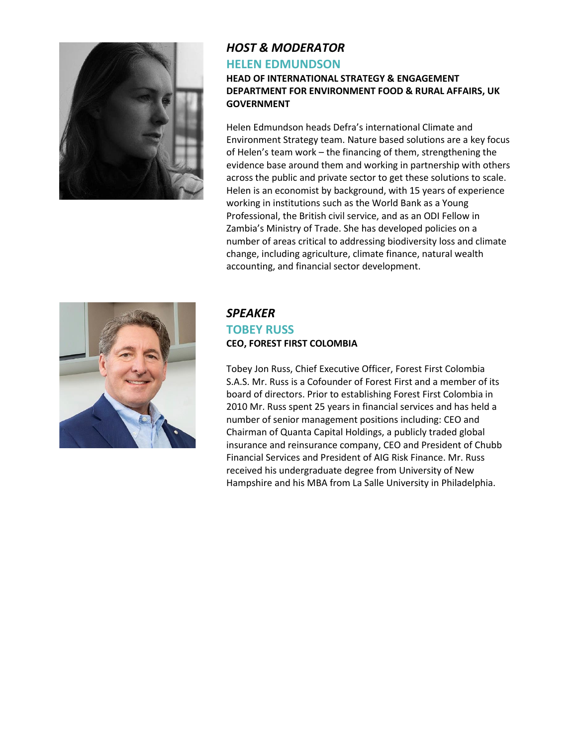### *HOST & MODERATOR*

## HELEN EDMUNDSON

**HEAD OF INTERNATIONAL STRATEGY & ENGAGEMENT DEPARTMENT FOR ENVIRONMENT FOOD & RURAL AFFAIRS, UK GOVERNMENT**

Helen Edmundson heads Defra's international Climate and Environment Strategy team. Nature based solutions are a key focus of Helen's team work – the financing of them, strengthening the evidence base around them and working in partnership with others across the public and private sector to get these solutions to scale. Helen is an economist by background, with 15 years of experience working in institutions such as the World Bank as a Young Professional, the British civil service, and as an ODI Fellow in Zambia's Ministry of Trade. She has developed policies on a number of areas critical to addressing biodiversity loss and climate change, including agriculture, climate finance, natural wealth accounting, and financial sector development.

### *SPEAKER*

## TOBEY RUSS

**CEO, FOREST FIRST COLOMBIA**

Tobey Jon Russ, Chief Executive Officer, Forest First Colombia S.A.S. Mr. Russ is a Cofounder of Forest First and a member of its board of directors. Prior to establishing Forest First Colombia in 2010 Mr. Russ spent 25 years in financial services and has held a number of senior management positions including: CEO and Chairman of Quanta Capital Holdings, a publicly traded global insurance and reinsurance company, CEO and President of Chubb Financial Services and President of AIG Risk Finance. Mr. Russ received his undergraduate degree from University of New Hampshire and his MBA from La Salle University in Philadelphia.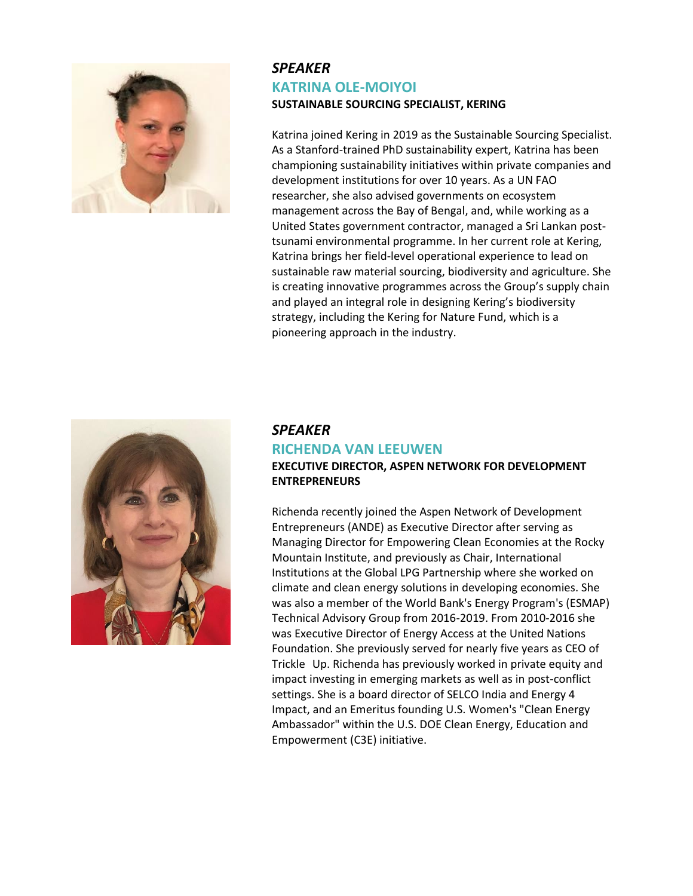*SPEAKER*

## KATRINA OLE-MOIYOI

**SUSTAINABLE SOURCING SPECIALIST, KERING**

Katrina joined Kering in 2019 as the Sustainable Sourcing Specialist. As a Stanford-trained PhD sustainability expert, Katrina has been championing sustainability initiatives within private companies and development institutions for over 10 years. As a UN FAO researcher, she also advised governments on ecosystem management across the Bay of Bengal, and, while working as a United States government contractor, managed a Sri Lankan post-tsunami environmental programme. In her current role at Kering, Katrina brings her field-level operational experience to lead on sustainable raw material sourcing, biodiversity and agriculture. She is creating innovative programmes across the Group's supply chain and played an integral role in designing Kering's biodiversity strategy, including the Kering for Nature Fund, which is a pioneering approach in the industry.

*SPEAKER*

## RICHENDA VAN LEEUWEN

**EXECUTIVE DIRECTOR, ASPEN NETWORK FOR DEVELOPMENT ENTREPRENEURS**

Richenda recently joined the Aspen Network of Development Entrepreneurs (ANDE) as Executive Director after serving as Managing Director for Empowering Clean Economies at the Rocky Mountain Institute, and previously as Chair, International Institutions at the Global LPG Partnership where she worked on climate and clean energy solutions in developing economies. She was also a member of the World Bank's Energy Program's (ESMAP) Technical Advisory Group from 2016-2019. From 2010-2016 she was Executive Director of Energy Access at the United Nations Foundation. She previously served for nearly five years as CEO of Trickle Up. Richenda has previously worked in private equity and impact investing in emerging markets as well as in post-conflict settings. She is a board director of SELCO India and Energy 4 Impact, and an Emeritus founding U.S. Women's "Clean Energy Ambassador" within the U.S. DOE Clean Energy, Education and Empowerment (C3E) initiative.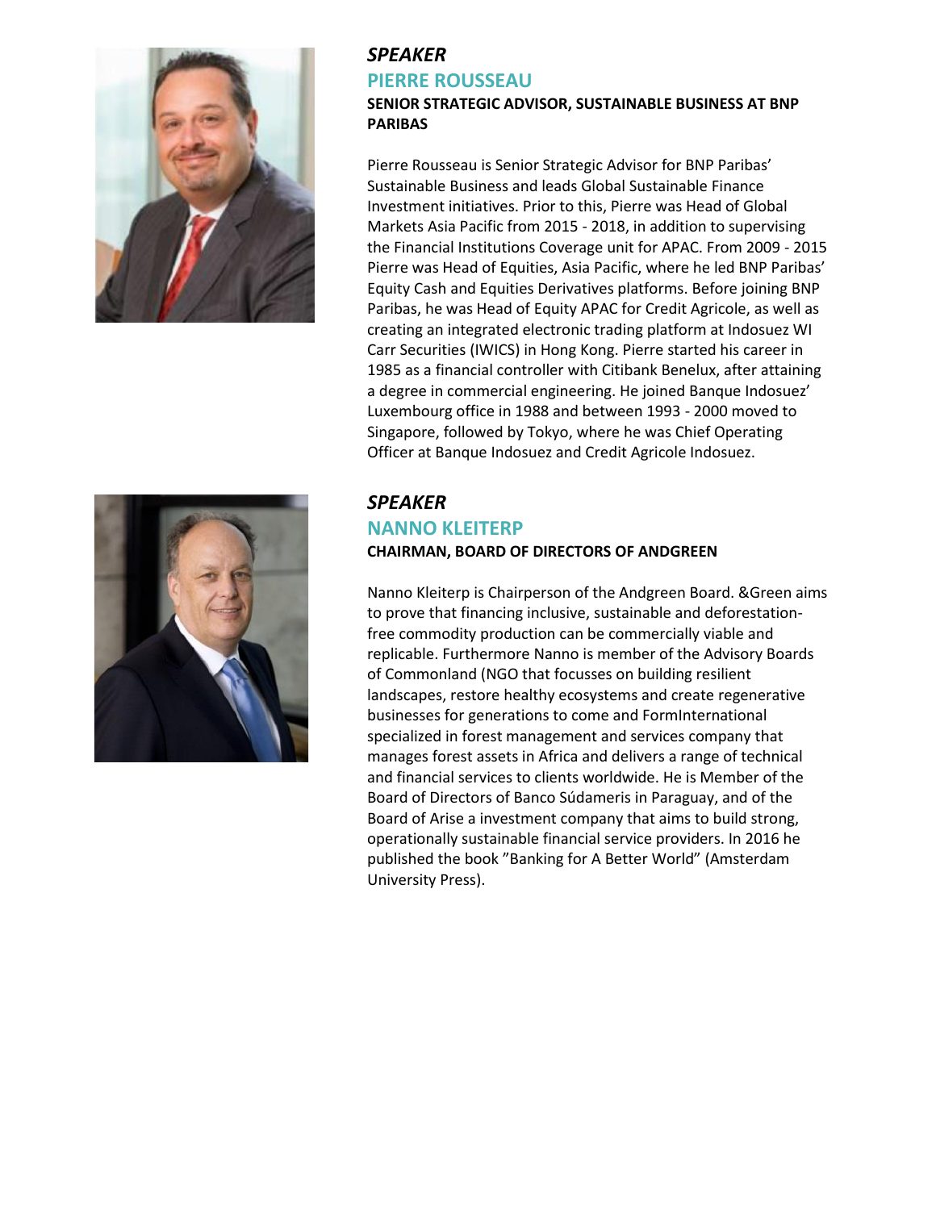*SPEAKER*

## PIERRE ROUSSEAU

**SENIOR STRATEGIC ADVISOR, SUSTAINABLE BUSINESS AT BNP PARIBAS**

Pierre Rousseau is Senior Strategic Advisor for BNP Paribas' Sustainable Business and leads Global Sustainable Finance Investment initiatives. Prior to this, Pierre was Head of Global Markets Asia Pacific from 2015 - 2018, in addition to supervising the Financial Institutions Coverage unit for APAC. From 2009 - 2015 Pierre was Head of Equities, Asia Pacific, where he led BNP Paribas' Equity Cash and Equities Derivatives platforms. Before joining BNP Paribas, he was Head of Equity APAC for Credit Agricole, as well as creating an integrated electronic trading platform at Indosuez WI Carr Securities (IWICS) in Hong Kong. Pierre started his career in 1985 as a financial controller with Citibank Benelux, after attaining a degree in commercial engineering. He joined Banque Indosuez' Luxembourg office in 1988 and between 1993 - 2000 moved to Singapore, followed by Tokyo, where he was Chief Operating Officer at Banque Indosuez and Credit Agricole Indosuez.

*SPEAKER*

## NANNO KLEITERP

**CHAIRMAN, BOARD OF DIRECTORS OF ANDGREEN**

Nanno Kleiterp is Chairperson of the Andgreen Board. &Green aims to prove that financing inclusive, sustainable and deforestation-free commodity production can be commercially viable and replicable. Furthermore Nanno is member of the Advisory Boards of Commonland (NGO that focusses on building resilient landscapes, restore healthy ecosystems and create regenerative businesses for generations to come and FormInternational specialized in forest management and services company that manages forest assets in Africa and delivers a range of technical and financial services to clients worldwide. He is Member of the Board of Directors of Banco Súdameris in Paraguay, and of the Board of Arise a investment company that aims to build strong, operationally sustainable financial service providers. In 2016 he published the book "Banking for A Better World" (Amsterdam University Press).